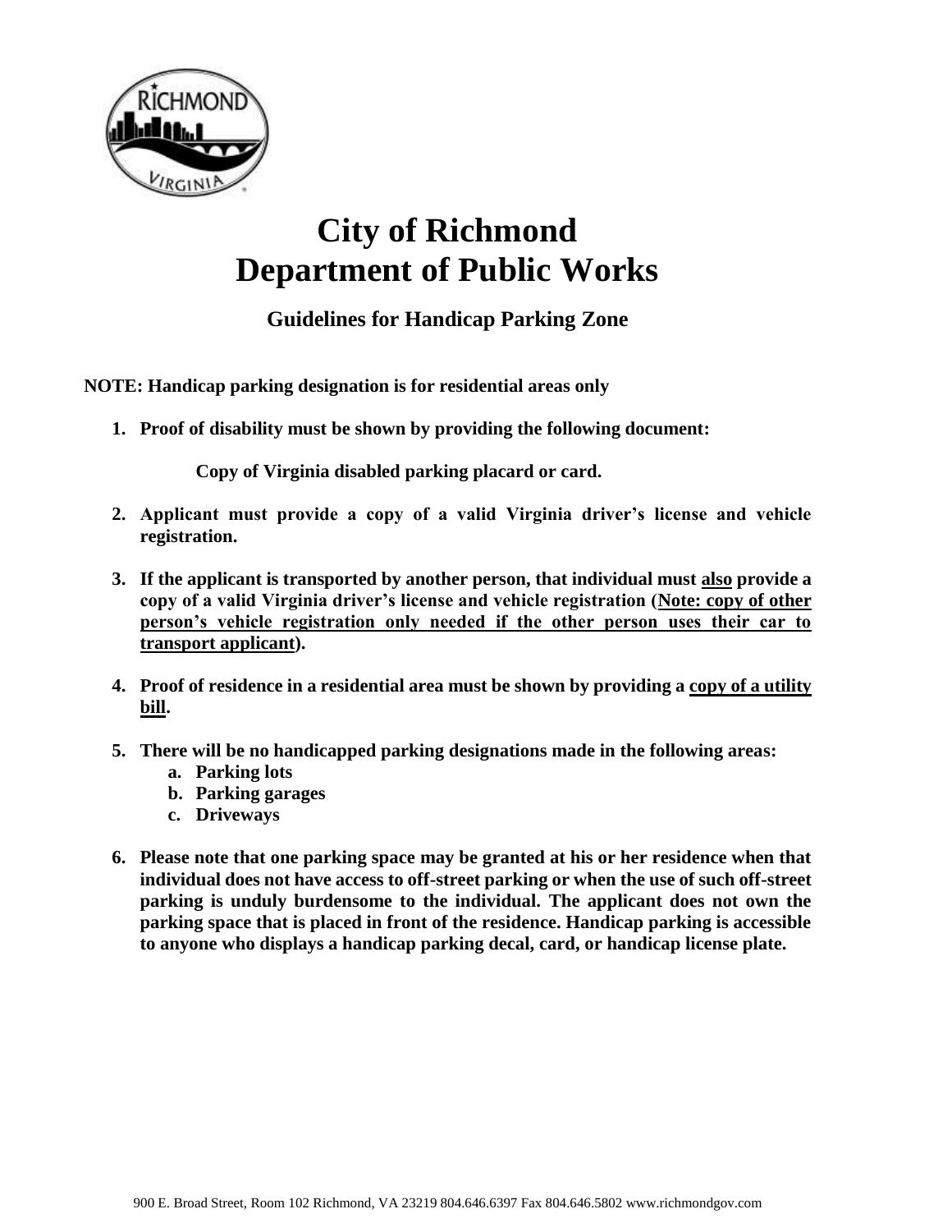# City of Richmond
# Department of Public Works

## Guidelines for Handicap Parking Zone

**NOTE: Handicap parking designation is for residential areas only**

1. **Proof of disability must be shown by providing the following document:**

   **Copy of Virginia disabled parking placard or card.**

2. **Applicant must provide a copy of a valid Virginia driver's license and vehicle registration.**

3. **If the applicant is transported by another person, that individual must <u>also</u> provide a copy of a valid Virginia driver's license and vehicle registration (<u>Note: copy of other person's vehicle registration only needed if the other person uses their car to transport applicant</u>).**

4. **Proof of residence in a residential area must be shown by providing a <u>copy of a utility bill</u>.**

5. **There will be no handicapped parking designations made in the following areas:**
   a. **Parking lots**
   b. **Parking garages**
   c. **Driveways**

6. **Please note that one parking space may be granted at his or her residence when that individual does not have access to off-street parking or when the use of such off-street parking is unduly burdensome to the individual. The applicant does not own the parking space that is placed in front of the residence. Handicap parking is accessible to anyone who displays a handicap parking decal, card, or handicap license plate.**

900 E. Broad Street, Room 102 Richmond, VA 23219 804.646.6397 Fax 804.646.5802 www.richmondgov.com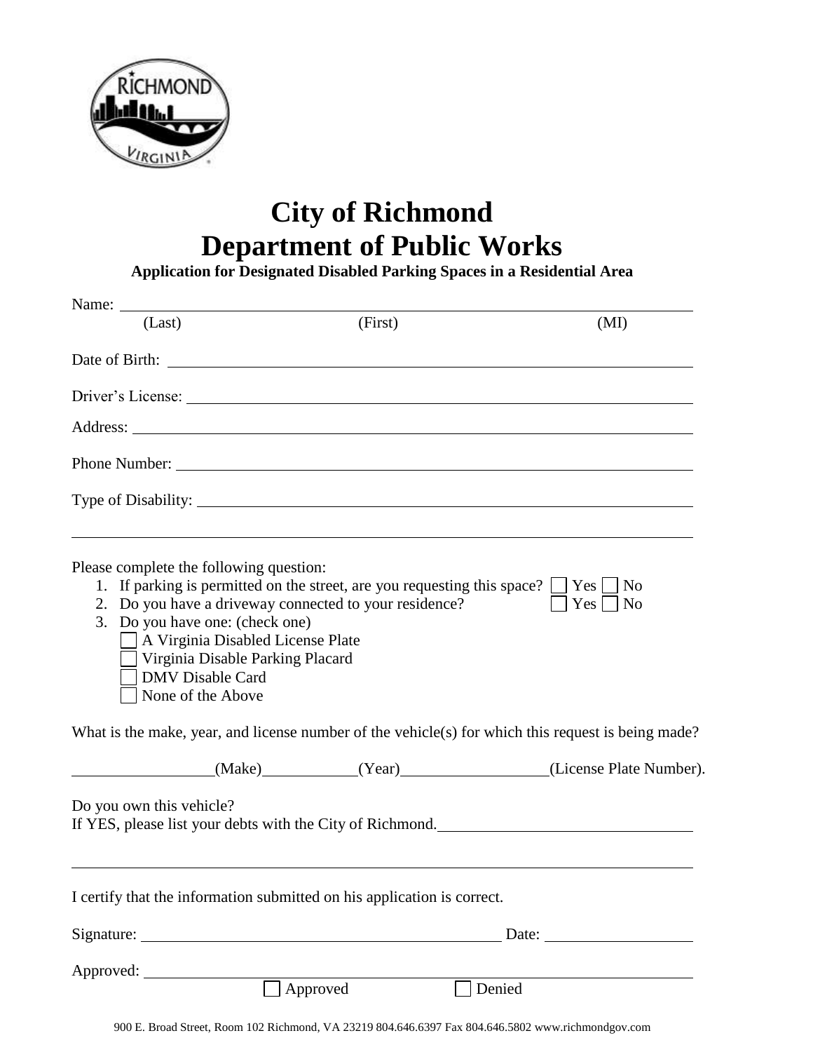# City of Richmond
# Department of Public Works

**Application for Designated Disabled Parking Spaces in a Residential Area**

Name: ________________________________________________
(Last) (First) (MI)

Date of Birth: ________________________________________

Driver's License: _____________________________________

Address: _____________________________________________

Phone Number: ________________________________________

Type of Disability: ____________________________________

______________________________________________________

Please complete the following question:

1. If parking is permitted on the street, are you requesting this space? ☐ Yes ☐ No
2. Do you have a driveway connected to your residence? ☐ Yes ☐ No
3. Do you have one: (check one)
   - ☐ A Virginia Disabled License Plate
   - ☐ Virginia Disable Parking Placard
   - ☐ DMV Disable Card
   - ☐ None of the Above

What is the make, year, and license number of the vehicle(s) for which this request is being made?

__________(Make)__________(Year)__________(License Plate Number).

Do you own this vehicle?
If YES, please list your debts with the City of Richmond.______________________

______________________________________________________

I certify that the information submitted on his application is correct.

Signature: ______________________________ Date: ______________

Approved: ___________________________________________
☐ Approved ☐ Denied

900 E. Broad Street, Room 102 Richmond, VA 23219 804.646.6397 Fax 804.646.5802 www.richmondgov.com